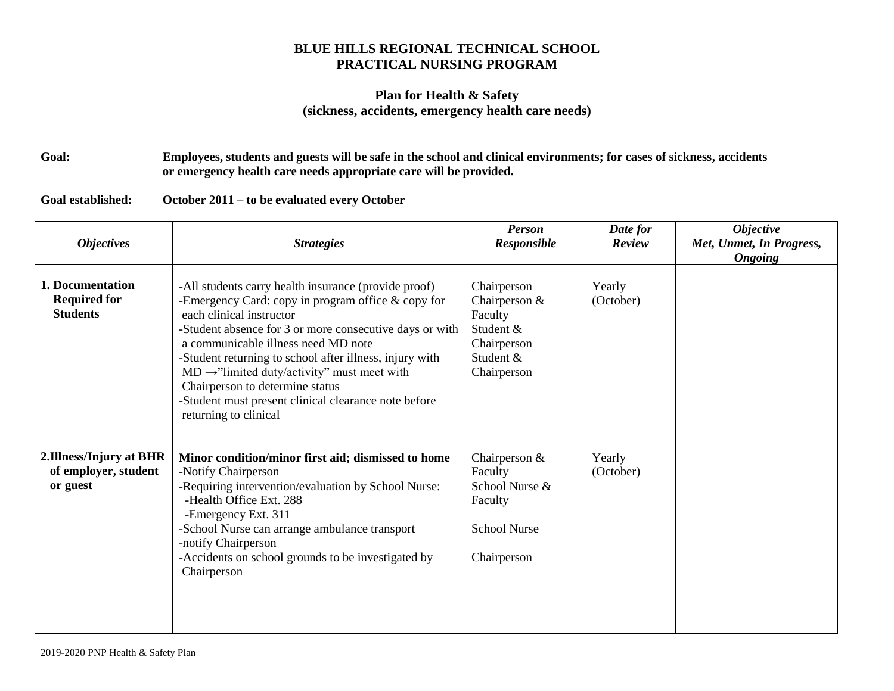**BLUE HILLS REGIONAL TECHNICAL SCHOOL**
**PRACTICAL NURSING PROGRAM**

**Plan for Health & Safety**
**(sickness, accidents, emergency health care needs)**

**Goal:** **Employees, students and guests will be safe in the school and clinical environments; for cases of sickness, accidents or emergency health care needs appropriate care will be provided.**

**Goal established:** **October 2011 – to be evaluated every October**

| ***Objectives*** | ***Strategies*** | ***Person Responsible*** | ***Date for Review*** | ***Objective Met, Unmet, In Progress, Ongoing*** |
|---|---|---|---|---|
| **1. Documentation Required for Students** | -All students carry health insurance (provide proof)<br>-Emergency Card: copy in program office & copy for each clinical instructor<br>-Student absence for 3 or more consecutive days or with a communicable illness need MD note<br>-Student returning to school after illness, injury with MD →"limited duty/activity" must meet with Chairperson to determine status<br>-Student must present clinical clearance note before returning to clinical | Chairperson<br>Chairperson & Faculty<br>Student & Chairperson<br>Student & Chairperson | Yearly (October) | |
| **2.Illness/Injury at BHR of employer, student or guest** | **Minor condition/minor first aid; dismissed to home**<br>-Notify Chairperson<br>-Requiring intervention/evaluation by School Nurse:<br>-Health Office Ext. 288<br>-Emergency Ext. 311<br>-School Nurse can arrange ambulance transport<br>-notify Chairperson<br>-Accidents on school grounds to be investigated by Chairperson | Chairperson & Faculty<br>School Nurse & Faculty<br>School Nurse<br>Chairperson | Yearly (October) | |

2019-2020 PNP Health & Safety Plan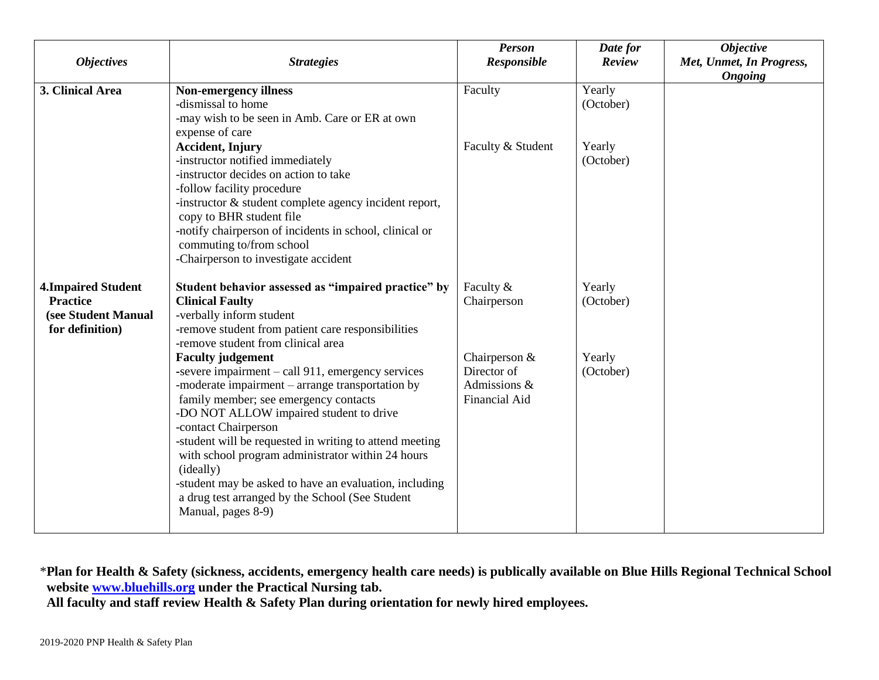| *Objectives* | *Strategies* | *Person Responsible* | *Date for Review* | *Objective Met, Unmet, In Progress, Ongoing* |
|---|---|---|---|---|
| **3. Clinical Area** | **Non-emergency illness**<br>-dismissal to home<br>-may wish to be seen in Amb. Care or ER at own expense of care | Faculty | Yearly (October) | |
| | **Accident, Injury**<br>-instructor notified immediately<br>-instructor decides on action to take<br>-follow facility procedure<br>-instructor & student complete agency incident report, copy to BHR student file<br>-notify chairperson of incidents in school, clinical or commuting to/from school<br>-Chairperson to investigate accident | Faculty & Student | Yearly (October) | |
| **4.Impaired Student Practice (see Student Manual for definition)** | **Student behavior assessed as "impaired practice" by Clinical Faculty**<br>-verbally inform student<br>-remove student from patient care responsibilities<br>-remove student from clinical area | Faculty & Chairperson | Yearly (October) | |
| | **Faculty judgement**<br>-severe impairment – call 911, emergency services<br>-moderate impairment – arrange transportation by family member; see emergency contacts<br>-DO NOT ALLOW impaired student to drive<br>-contact Chairperson<br>-student will be requested in writing to attend meeting with school program administrator within 24 hours (ideally)<br>-student may be asked to have an evaluation, including a drug test arranged by the School (See Student Manual, pages 8-9) | Chairperson & Director of Admissions & Financial Aid | Yearly (October) | |

\***Plan for Health & Safety (sickness, accidents, emergency health care needs) is publically available on Blue Hills Regional Technical School website [www.bluehills.org](http://www.bluehills.org) under the Practical Nursing tab.**
**All faculty and staff review Health & Safety Plan during orientation for newly hired employees.**